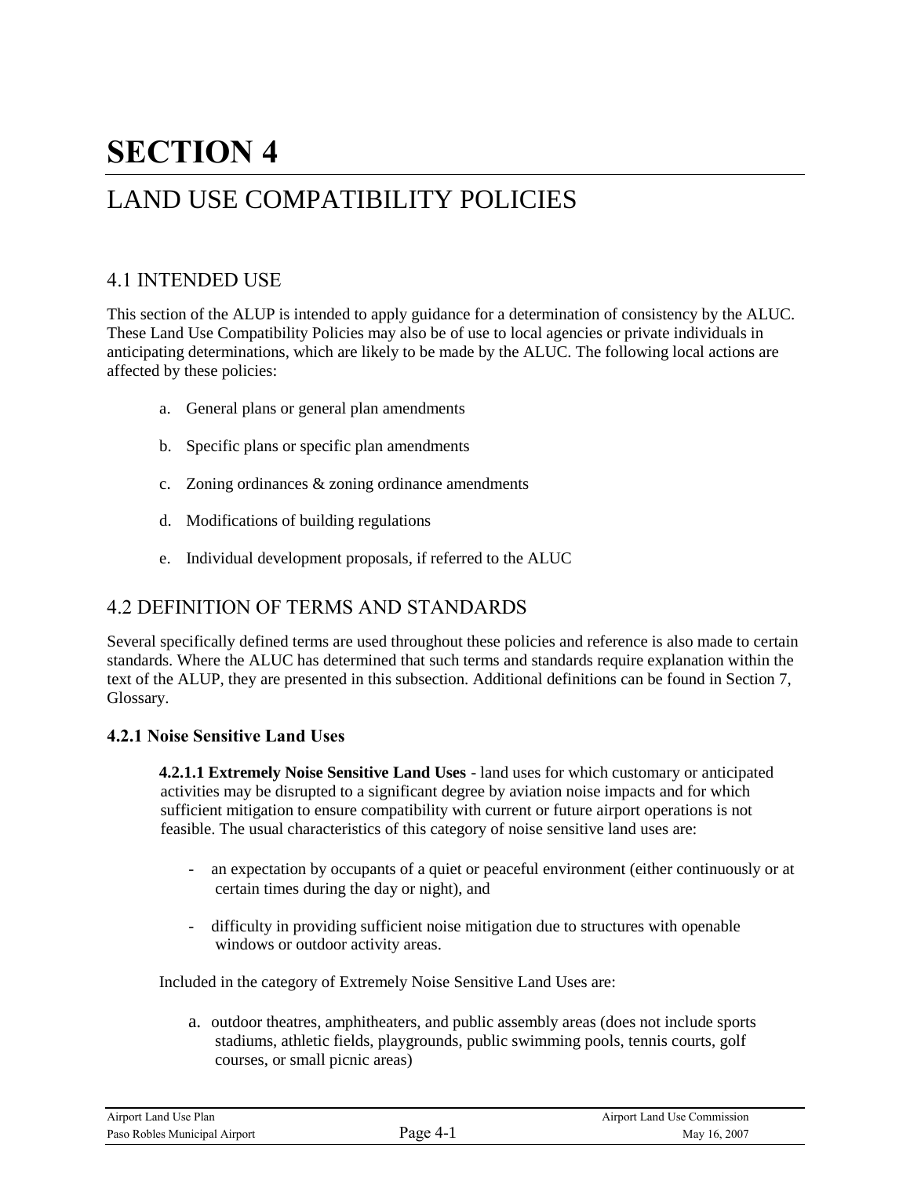# SECTION 4

# LAND USE COMPATIBILITY POLICIES

## 4.1 INTENDED USE

This section of the ALUP is intended to apply guidance for a determination of consistency by the ALUC. These Land Use Compatibility Policies may also be of use to local agencies or private individuals in anticipating determinations, which are likely to be made by the ALUC. The following local actions are affected by these policies:

a. General plans or general plan amendments

b. Specific plans or specific plan amendments

c. Zoning ordinances & zoning ordinance amendments

d. Modifications of building regulations

e. Individual development proposals, if referred to the ALUC

## 4.2 DEFINITION OF TERMS AND STANDARDS

Several specifically defined terms are used throughout these policies and reference is also made to certain standards. Where the ALUC has determined that such terms and standards require explanation within the text of the ALUP, they are presented in this subsection. Additional definitions can be found in Section 7, Glossary.

### 4.2.1 Noise Sensitive Land Uses

**4.2.1.1 Extremely Noise Sensitive Land Uses** - land uses for which customary or anticipated activities may be disrupted to a significant degree by aviation noise impacts and for which sufficient mitigation to ensure compatibility with current or future airport operations is not feasible. The usual characteristics of this category of noise sensitive land uses are:

- an expectation by occupants of a quiet or peaceful environment (either continuously or at certain times during the day or night), and

- difficulty in providing sufficient noise mitigation due to structures with openable windows or outdoor activity areas.

Included in the category of Extremely Noise Sensitive Land Uses are:

a. outdoor theatres, amphitheaters, and public assembly areas (does not include sports stadiums, athletic fields, playgrounds, public swimming pools, tennis courts, golf courses, or small picnic areas)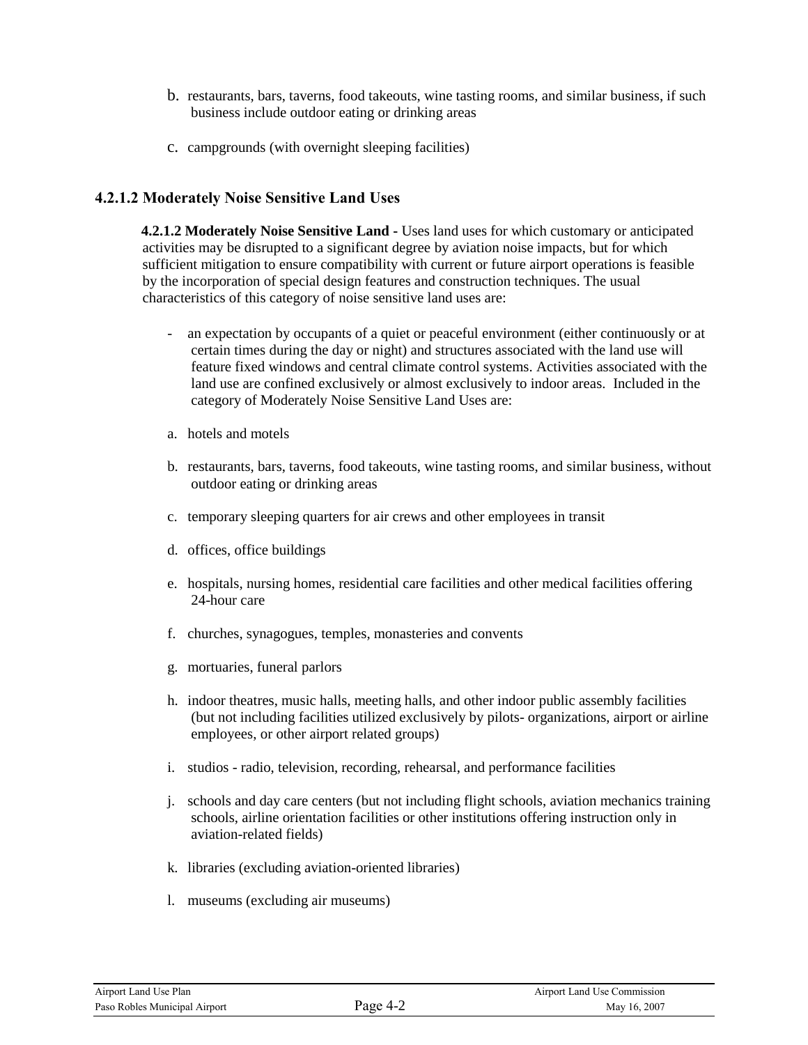b. restaurants, bars, taverns, food takeouts, wine tasting rooms, and similar business, if such business include outdoor eating or drinking areas

c. campgrounds (with overnight sleeping facilities)

### 4.2.1.2 Moderately Noise Sensitive Land Uses

**4.2.1.2 Moderately Noise Sensitive Land -** Uses land uses for which customary or anticipated activities may be disrupted to a significant degree by aviation noise impacts, but for which sufficient mitigation to ensure compatibility with current or future airport operations is feasible by the incorporation of special design features and construction techniques. The usual characteristics of this category of noise sensitive land uses are:

- an expectation by occupants of a quiet or peaceful environment (either continuously or at certain times during the day or night) and structures associated with the land use will feature fixed windows and central climate control systems. Activities associated with the land use are confined exclusively or almost exclusively to indoor areas. Included in the category of Moderately Noise Sensitive Land Uses are:

a. hotels and motels

b. restaurants, bars, taverns, food takeouts, wine tasting rooms, and similar business, without outdoor eating or drinking areas

c. temporary sleeping quarters for air crews and other employees in transit

d. offices, office buildings

e. hospitals, nursing homes, residential care facilities and other medical facilities offering 24-hour care

f. churches, synagogues, temples, monasteries and convents

g. mortuaries, funeral parlors

h. indoor theatres, music halls, meeting halls, and other indoor public assembly facilities (but not including facilities utilized exclusively by pilots- organizations, airport or airline employees, or other airport related groups)

i. studios - radio, television, recording, rehearsal, and performance facilities

j. schools and day care centers (but not including flight schools, aviation mechanics training schools, airline orientation facilities or other institutions offering instruction only in aviation-related fields)

k. libraries (excluding aviation-oriented libraries)

l. museums (excluding air museums)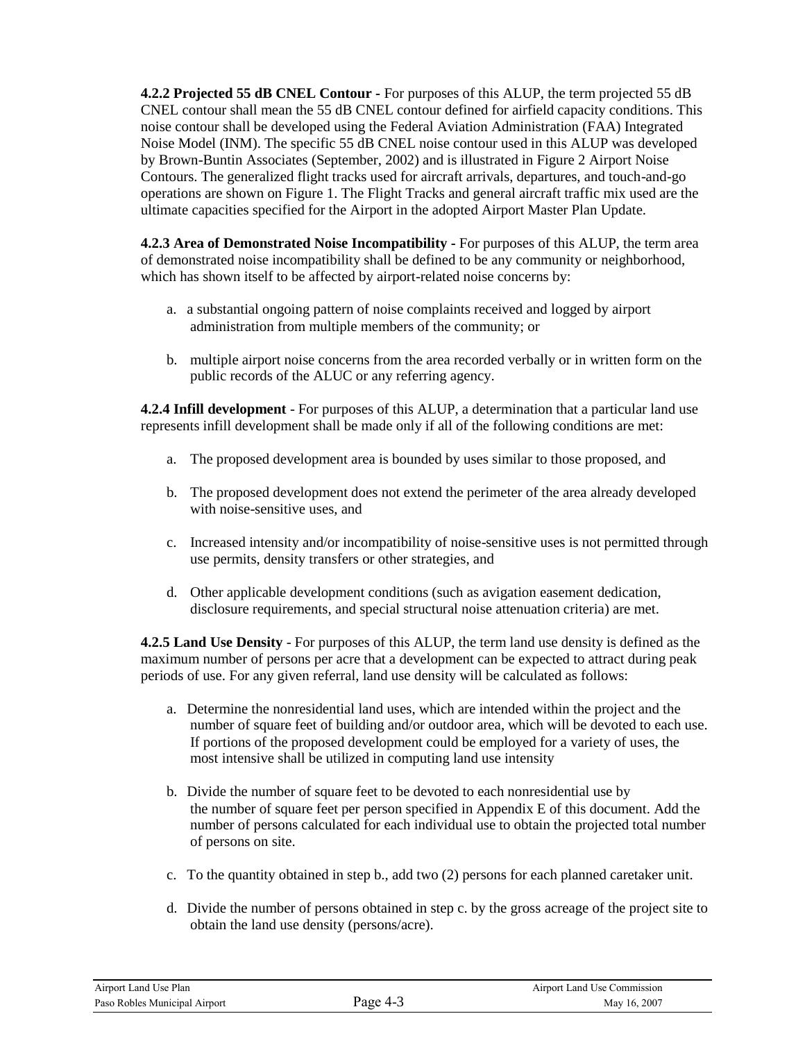**4.2.2 Projected 55 dB CNEL Contour -** For purposes of this ALUP, the term projected 55 dB CNEL contour shall mean the 55 dB CNEL contour defined for airfield capacity conditions. This noise contour shall be developed using the Federal Aviation Administration (FAA) Integrated Noise Model (INM). The specific 55 dB CNEL noise contour used in this ALUP was developed by Brown-Buntin Associates (September, 2002) and is illustrated in Figure 2 Airport Noise Contours. The generalized flight tracks used for aircraft arrivals, departures, and touch-and-go operations are shown on Figure 1. The Flight Tracks and general aircraft traffic mix used are the ultimate capacities specified for the Airport in the adopted Airport Master Plan Update.

**4.2.3 Area of Demonstrated Noise Incompatibility -** For purposes of this ALUP, the term area of demonstrated noise incompatibility shall be defined to be any community or neighborhood, which has shown itself to be affected by airport-related noise concerns by:

a. a substantial ongoing pattern of noise complaints received and logged by airport administration from multiple members of the community; or

b. multiple airport noise concerns from the area recorded verbally or in written form on the public records of the ALUC or any referring agency.

**4.2.4 Infill development** - For purposes of this ALUP, a determination that a particular land use represents infill development shall be made only if all of the following conditions are met:

a. The proposed development area is bounded by uses similar to those proposed, and

b. The proposed development does not extend the perimeter of the area already developed with noise-sensitive uses, and

c. Increased intensity and/or incompatibility of noise-sensitive uses is not permitted through use permits, density transfers or other strategies, and

d. Other applicable development conditions (such as avigation easement dedication, disclosure requirements, and special structural noise attenuation criteria) are met.

**4.2.5 Land Use Density** - For purposes of this ALUP, the term land use density is defined as the maximum number of persons per acre that a development can be expected to attract during peak periods of use. For any given referral, land use density will be calculated as follows:

a. Determine the nonresidential land uses, which are intended within the project and the number of square feet of building and/or outdoor area, which will be devoted to each use. If portions of the proposed development could be employed for a variety of uses, the most intensive shall be utilized in computing land use intensity

b. Divide the number of square feet to be devoted to each nonresidential use by the number of square feet per person specified in Appendix E of this document. Add the number of persons calculated for each individual use to obtain the projected total number of persons on site.

c. To the quantity obtained in step b., add two (2) persons for each planned caretaker unit.

d. Divide the number of persons obtained in step c. by the gross acreage of the project site to obtain the land use density (persons/acre).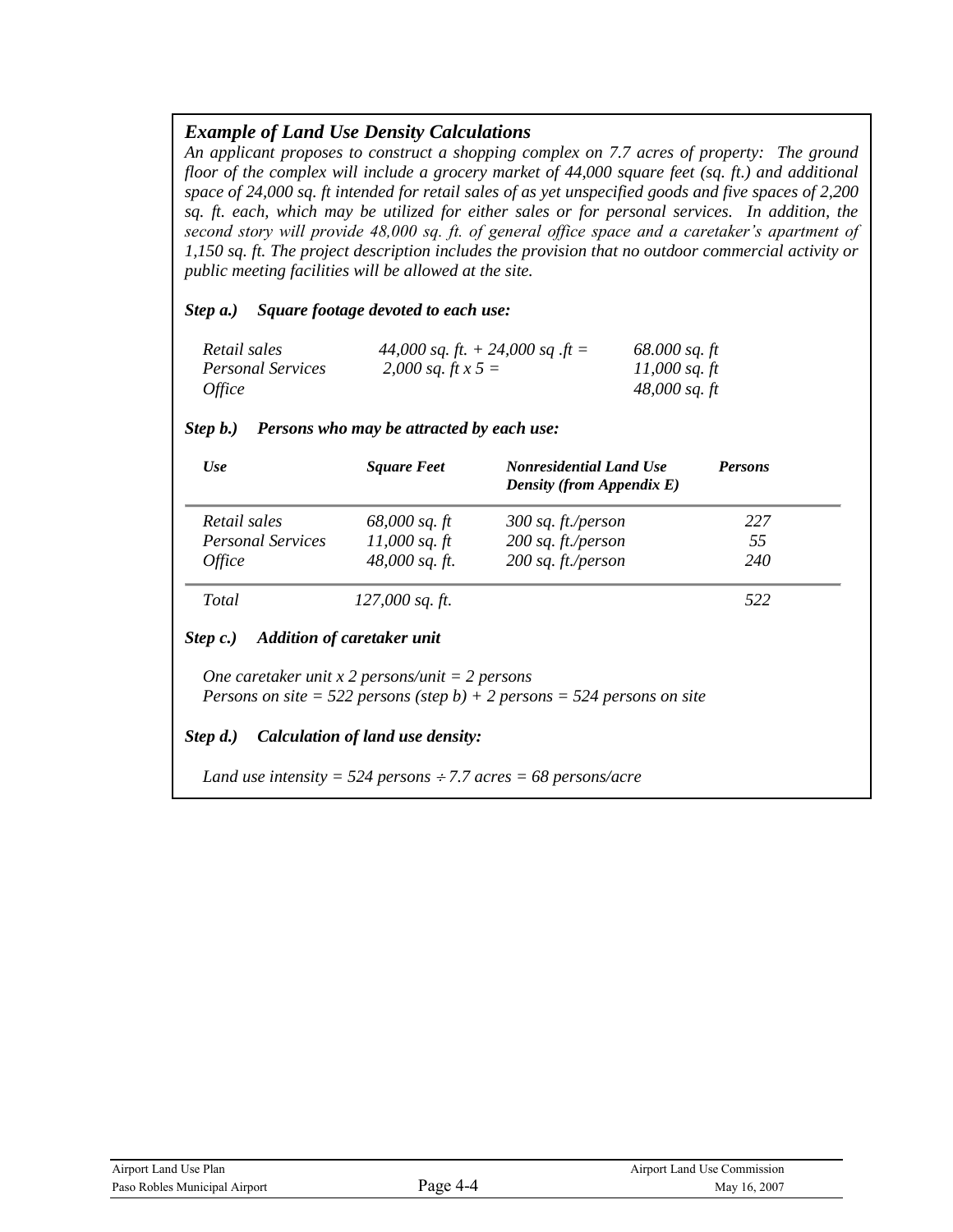### *Example of Land Use Density Calculations*

*An applicant proposes to construct a shopping complex on 7.7 acres of property: The ground floor of the complex will include a grocery market of 44,000 square feet (sq. ft.) and additional space of 24,000 sq. ft intended for retail sales of as yet unspecified goods and five spaces of 2,200 sq. ft. each, which may be utilized for either sales or for personal services. In addition, the second story will provide 48,000 sq. ft. of general office space and a caretaker's apartment of 1,150 sq. ft. The project description includes the provision that no outdoor commercial activity or public meeting facilities will be allowed at the site.*

***Step a.) Square footage devoted to each use:***

| | | |
|---|---|---|
| *Retail sales* | *44,000 sq. ft. + 24,000 sq .ft =* | *68.000 sq. ft* |
| *Personal Services* | *2,000 sq. ft x 5 =* | *11,000 sq. ft* |
| *Office* | | *48,000 sq. ft* |

***Step b.) Persons who may be attracted by each use:***

| ***Use*** | ***Square Feet*** | ***Nonresidential Land Use Density (from Appendix E)*** | ***Persons*** |
|---|---|---|---|
| *Retail sales* | *68,000 sq. ft* | *300 sq. ft./person* | *227* |
| *Personal Services* | *11,000 sq. ft* | *200 sq. ft./person* | *55* |
| *Office* | *48,000 sq. ft.* | *200 sq. ft./person* | *240* |
| *Total* | *127,000 sq. ft.* | | *522* |

***Step c.) Addition of caretaker unit***

*One caretaker unit x 2 persons/unit = 2 persons*
*Persons on site = 522 persons (step b) + 2 persons = 524 persons on site*

***Step d.) Calculation of land use density:***

*Land use intensity = 524 persons ÷ 7.7 acres = 68 persons/acre*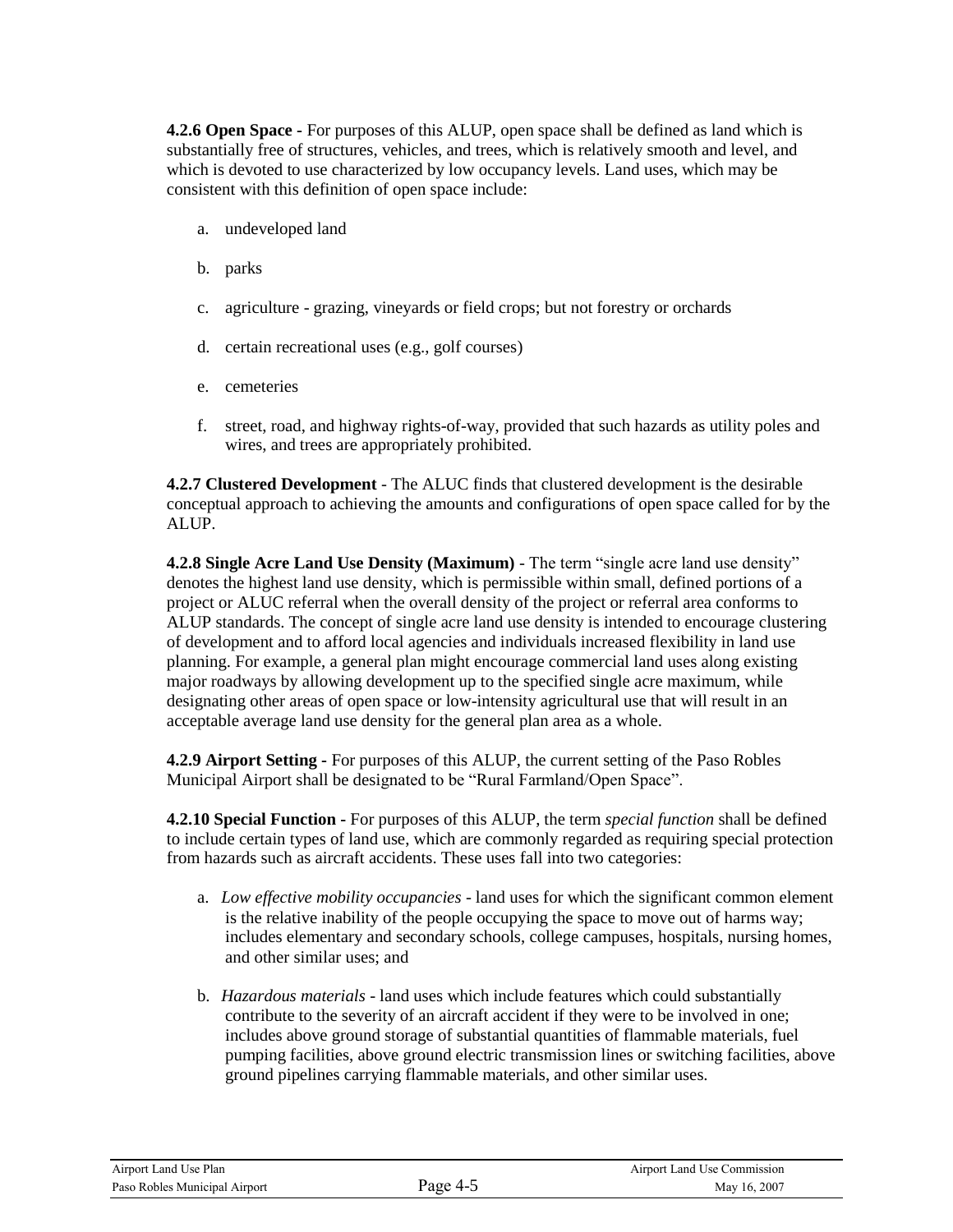**4.2.6 Open Space -** For purposes of this ALUP, open space shall be defined as land which is substantially free of structures, vehicles, and trees, which is relatively smooth and level, and which is devoted to use characterized by low occupancy levels. Land uses, which may be consistent with this definition of open space include:

a. undeveloped land

b. parks

c. agriculture - grazing, vineyards or field crops; but not forestry or orchards

d. certain recreational uses (e.g., golf courses)

e. cemeteries

f. street, road, and highway rights-of-way, provided that such hazards as utility poles and wires, and trees are appropriately prohibited.

**4.2.7 Clustered Development** - The ALUC finds that clustered development is the desirable conceptual approach to achieving the amounts and configurations of open space called for by the ALUP.

**4.2.8 Single Acre Land Use Density (Maximum)** - The term "single acre land use density" denotes the highest land use density, which is permissible within small, defined portions of a project or ALUC referral when the overall density of the project or referral area conforms to ALUP standards. The concept of single acre land use density is intended to encourage clustering of development and to afford local agencies and individuals increased flexibility in land use planning. For example, a general plan might encourage commercial land uses along existing major roadways by allowing development up to the specified single acre maximum, while designating other areas of open space or low-intensity agricultural use that will result in an acceptable average land use density for the general plan area as a whole.

**4.2.9 Airport Setting -** For purposes of this ALUP, the current setting of the Paso Robles Municipal Airport shall be designated to be "Rural Farmland/Open Space".

**4.2.10 Special Function -** For purposes of this ALUP, the term *special function* shall be defined to include certain types of land use, which are commonly regarded as requiring special protection from hazards such as aircraft accidents. These uses fall into two categories:

a. *Low effective mobility occupancies* - land uses for which the significant common element is the relative inability of the people occupying the space to move out of harms way; includes elementary and secondary schools, college campuses, hospitals, nursing homes, and other similar uses; and

b. *Hazardous materials* - land uses which include features which could substantially contribute to the severity of an aircraft accident if they were to be involved in one; includes above ground storage of substantial quantities of flammable materials, fuel pumping facilities, above ground electric transmission lines or switching facilities, above ground pipelines carrying flammable materials, and other similar uses.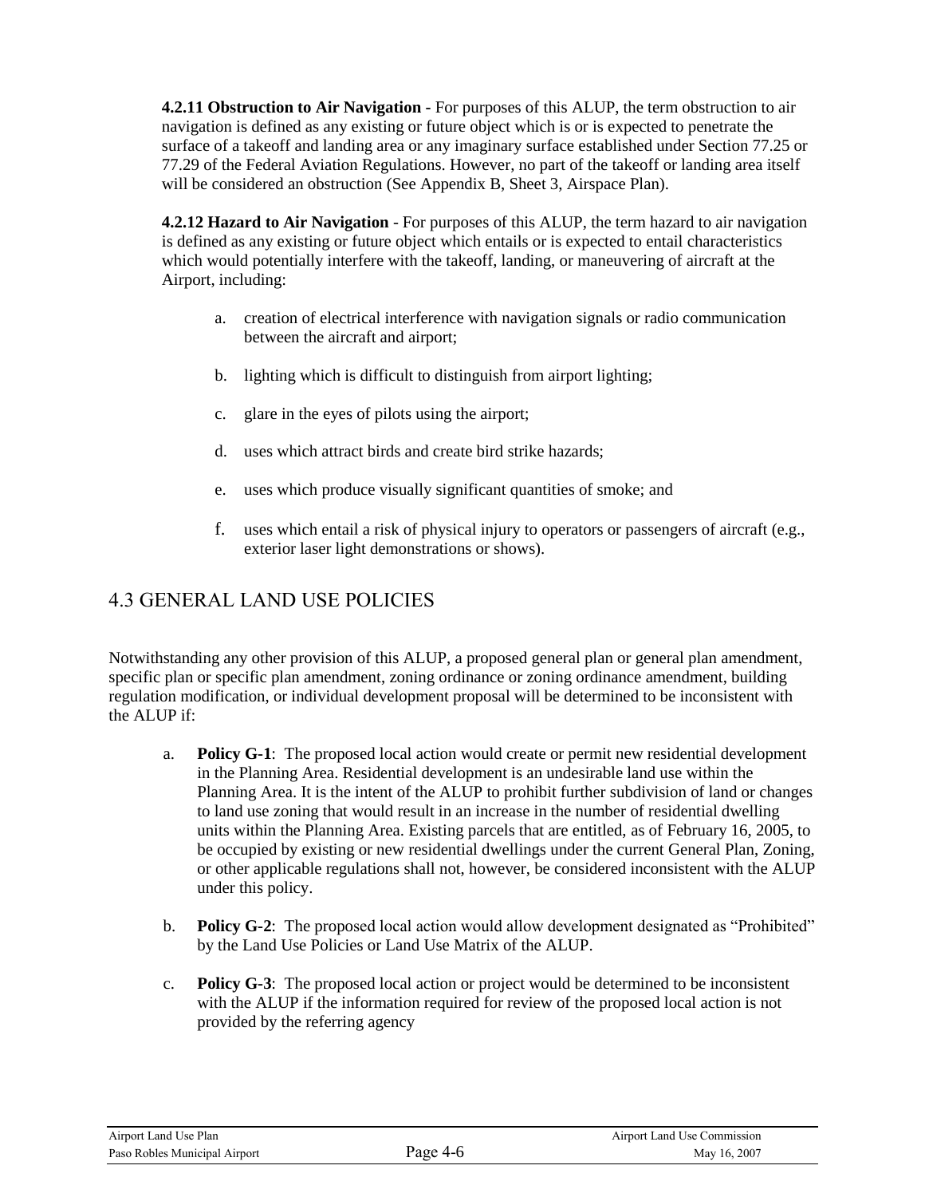**4.2.11 Obstruction to Air Navigation -** For purposes of this ALUP, the term obstruction to air navigation is defined as any existing or future object which is or is expected to penetrate the surface of a takeoff and landing area or any imaginary surface established under Section 77.25 or 77.29 of the Federal Aviation Regulations. However, no part of the takeoff or landing area itself will be considered an obstruction (See Appendix B, Sheet 3, Airspace Plan).

**4.2.12 Hazard to Air Navigation** - For purposes of this ALUP, the term hazard to air navigation is defined as any existing or future object which entails or is expected to entail characteristics which would potentially interfere with the takeoff, landing, or maneuvering of aircraft at the Airport, including:

a. creation of electrical interference with navigation signals or radio communication between the aircraft and airport;

b. lighting which is difficult to distinguish from airport lighting;

c. glare in the eyes of pilots using the airport;

d. uses which attract birds and create bird strike hazards;

e. uses which produce visually significant quantities of smoke; and

f. uses which entail a risk of physical injury to operators or passengers of aircraft (e.g., exterior laser light demonstrations or shows).

## 4.3 GENERAL LAND USE POLICIES

Notwithstanding any other provision of this ALUP, a proposed general plan or general plan amendment, specific plan or specific plan amendment, zoning ordinance or zoning ordinance amendment, building regulation modification, or individual development proposal will be determined to be inconsistent with the ALUP if:

a. **Policy G-1**: The proposed local action would create or permit new residential development in the Planning Area. Residential development is an undesirable land use within the Planning Area. It is the intent of the ALUP to prohibit further subdivision of land or changes to land use zoning that would result in an increase in the number of residential dwelling units within the Planning Area. Existing parcels that are entitled, as of February 16, 2005, to be occupied by existing or new residential dwellings under the current General Plan, Zoning, or other applicable regulations shall not, however, be considered inconsistent with the ALUP under this policy.

b. **Policy G-2**: The proposed local action would allow development designated as "Prohibited" by the Land Use Policies or Land Use Matrix of the ALUP.

c. **Policy G-3**: The proposed local action or project would be determined to be inconsistent with the ALUP if the information required for review of the proposed local action is not provided by the referring agency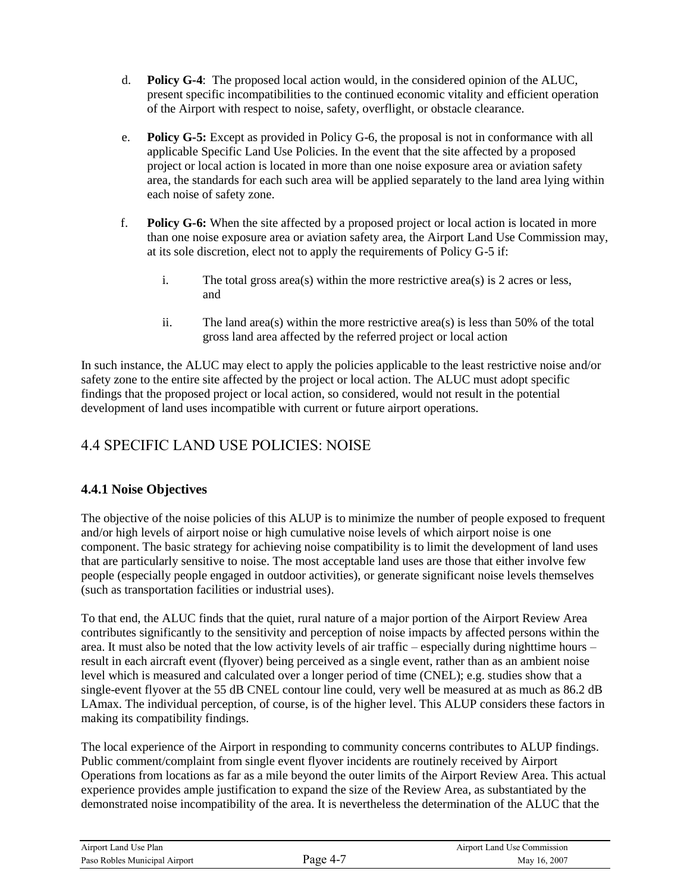d. **Policy G-4**: The proposed local action would, in the considered opinion of the ALUC, present specific incompatibilities to the continued economic vitality and efficient operation of the Airport with respect to noise, safety, overflight, or obstacle clearance.

e. **Policy G-5:** Except as provided in Policy G-6, the proposal is not in conformance with all applicable Specific Land Use Policies. In the event that the site affected by a proposed project or local action is located in more than one noise exposure area or aviation safety area, the standards for each such area will be applied separately to the land area lying within each noise of safety zone.

f. **Policy G-6:** When the site affected by a proposed project or local action is located in more than one noise exposure area or aviation safety area, the Airport Land Use Commission may, at its sole discretion, elect not to apply the requirements of Policy G-5 if:

   i. The total gross area(s) within the more restrictive area(s) is 2 acres or less, and

   ii. The land area(s) within the more restrictive area(s) is less than 50% of the total gross land area affected by the referred project or local action

In such instance, the ALUC may elect to apply the policies applicable to the least restrictive noise and/or safety zone to the entire site affected by the project or local action. The ALUC must adopt specific findings that the proposed project or local action, so considered, would not result in the potential development of land uses incompatible with current or future airport operations.

## 4.4 SPECIFIC LAND USE POLICIES: NOISE

### 4.4.1 Noise Objectives

The objective of the noise policies of this ALUP is to minimize the number of people exposed to frequent and/or high levels of airport noise or high cumulative noise levels of which airport noise is one component. The basic strategy for achieving noise compatibility is to limit the development of land uses that are particularly sensitive to noise. The most acceptable land uses are those that either involve few people (especially people engaged in outdoor activities), or generate significant noise levels themselves (such as transportation facilities or industrial uses).

To that end, the ALUC finds that the quiet, rural nature of a major portion of the Airport Review Area contributes significantly to the sensitivity and perception of noise impacts by affected persons within the area. It must also be noted that the low activity levels of air traffic – especially during nighttime hours – result in each aircraft event (flyover) being perceived as a single event, rather than as an ambient noise level which is measured and calculated over a longer period of time (CNEL); e.g. studies show that a single-event flyover at the 55 dB CNEL contour line could, very well be measured at as much as 86.2 dB LAmax. The individual perception, of course, is of the higher level. This ALUP considers these factors in making its compatibility findings.

The local experience of the Airport in responding to community concerns contributes to ALUP findings. Public comment/complaint from single event flyover incidents are routinely received by Airport Operations from locations as far as a mile beyond the outer limits of the Airport Review Area. This actual experience provides ample justification to expand the size of the Review Area, as substantiated by the demonstrated noise incompatibility of the area. It is nevertheless the determination of the ALUC that the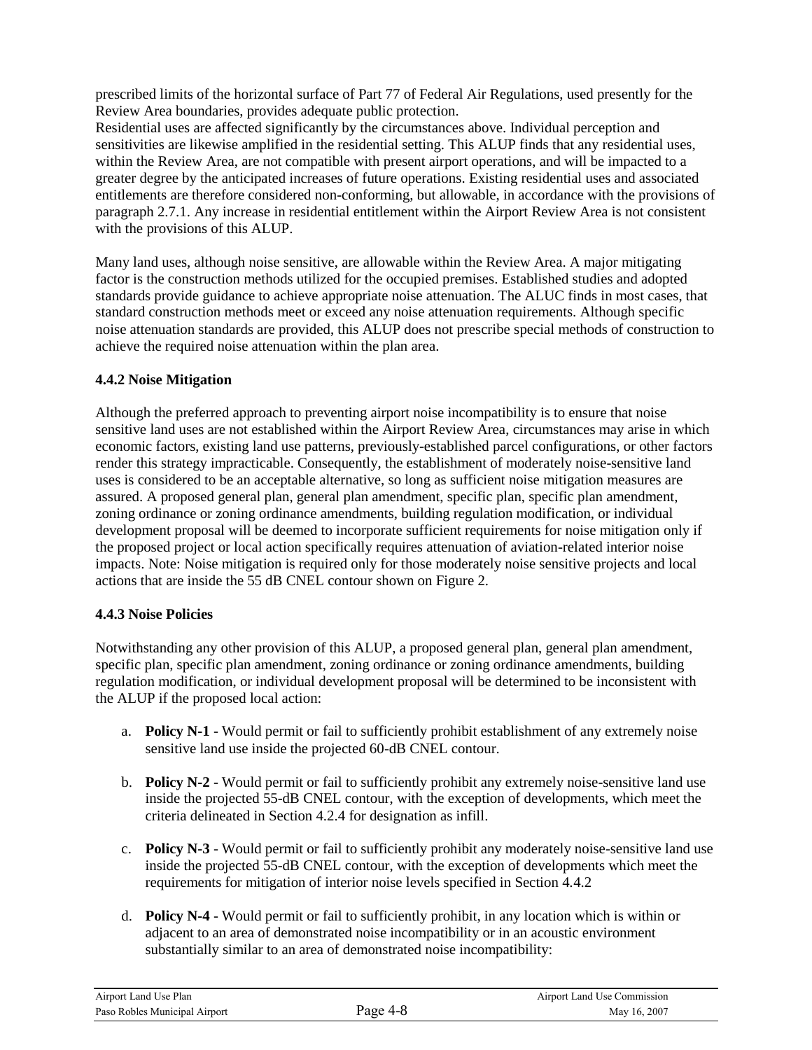prescribed limits of the horizontal surface of Part 77 of Federal Air Regulations, used presently for the Review Area boundaries, provides adequate public protection.
Residential uses are affected significantly by the circumstances above. Individual perception and sensitivities are likewise amplified in the residential setting. This ALUP finds that any residential uses, within the Review Area, are not compatible with present airport operations, and will be impacted to a greater degree by the anticipated increases of future operations. Existing residential uses and associated entitlements are therefore considered non-conforming, but allowable, in accordance with the provisions of paragraph 2.7.1. Any increase in residential entitlement within the Airport Review Area is not consistent with the provisions of this ALUP.

Many land uses, although noise sensitive, are allowable within the Review Area. A major mitigating factor is the construction methods utilized for the occupied premises. Established studies and adopted standards provide guidance to achieve appropriate noise attenuation. The ALUC finds in most cases, that standard construction methods meet or exceed any noise attenuation requirements. Although specific noise attenuation standards are provided, this ALUP does not prescribe special methods of construction to achieve the required noise attenuation within the plan area.

### 4.4.2 Noise Mitigation

Although the preferred approach to preventing airport noise incompatibility is to ensure that noise sensitive land uses are not established within the Airport Review Area, circumstances may arise in which economic factors, existing land use patterns, previously-established parcel configurations, or other factors render this strategy impracticable. Consequently, the establishment of moderately noise-sensitive land uses is considered to be an acceptable alternative, so long as sufficient noise mitigation measures are assured. A proposed general plan, general plan amendment, specific plan, specific plan amendment, zoning ordinance or zoning ordinance amendments, building regulation modification, or individual development proposal will be deemed to incorporate sufficient requirements for noise mitigation only if the proposed project or local action specifically requires attenuation of aviation-related interior noise impacts. Note: Noise mitigation is required only for those moderately noise sensitive projects and local actions that are inside the 55 dB CNEL contour shown on Figure 2.

### 4.4.3 Noise Policies

Notwithstanding any other provision of this ALUP, a proposed general plan, general plan amendment, specific plan, specific plan amendment, zoning ordinance or zoning ordinance amendments, building regulation modification, or individual development proposal will be determined to be inconsistent with the ALUP if the proposed local action:

a. **Policy N-1** - Would permit or fail to sufficiently prohibit establishment of any extremely noise sensitive land use inside the projected 60-dB CNEL contour.

b. **Policy N-2** - Would permit or fail to sufficiently prohibit any extremely noise-sensitive land use inside the projected 55-dB CNEL contour, with the exception of developments, which meet the criteria delineated in Section 4.2.4 for designation as infill.

c. **Policy N-3** - Would permit or fail to sufficiently prohibit any moderately noise-sensitive land use inside the projected 55-dB CNEL contour, with the exception of developments which meet the requirements for mitigation of interior noise levels specified in Section 4.4.2

d. **Policy N-4** - Would permit or fail to sufficiently prohibit, in any location which is within or adjacent to an area of demonstrated noise incompatibility or in an acoustic environment substantially similar to an area of demonstrated noise incompatibility: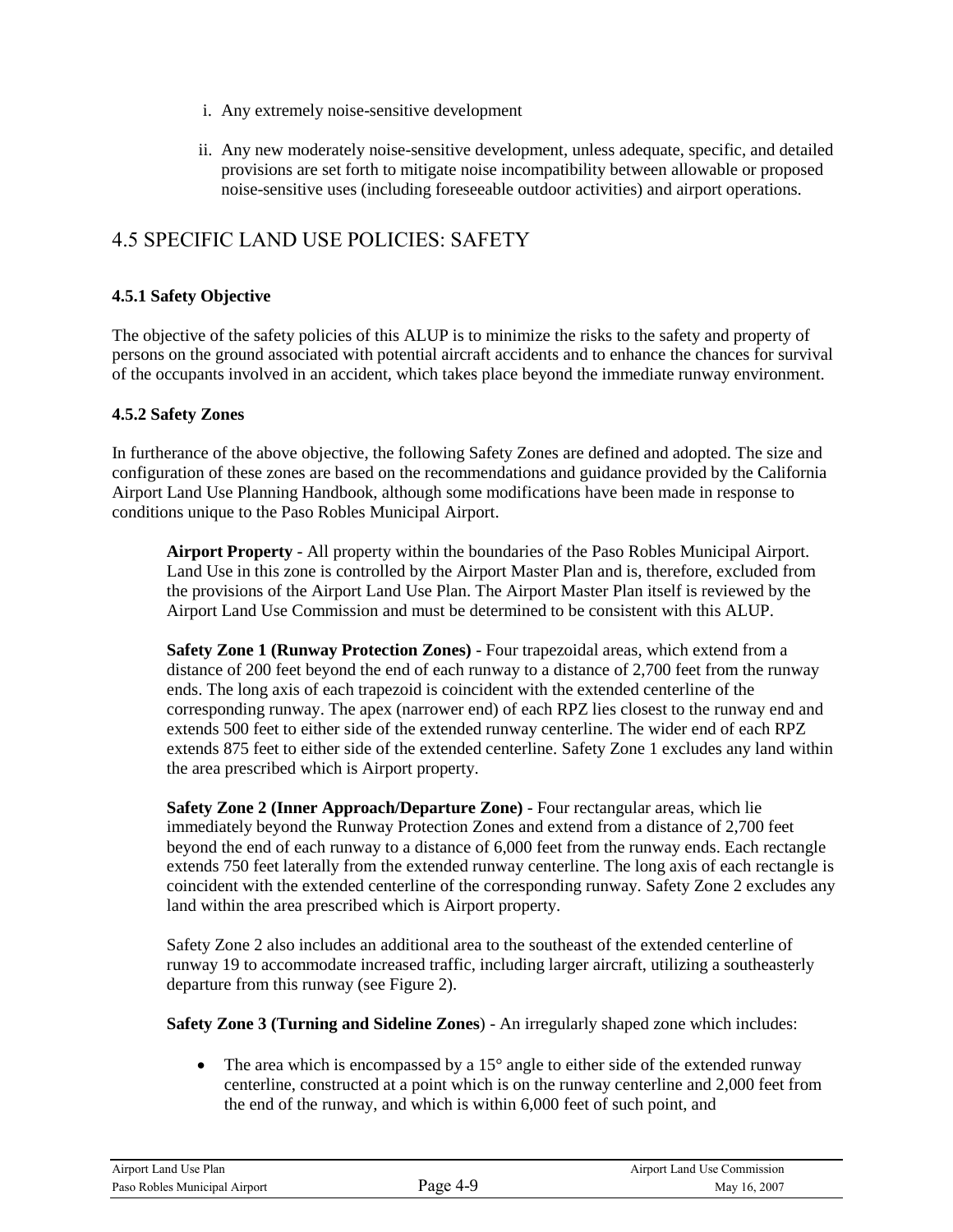i. Any extremely noise-sensitive development

ii. Any new moderately noise-sensitive development, unless adequate, specific, and detailed provisions are set forth to mitigate noise incompatibility between allowable or proposed noise-sensitive uses (including foreseeable outdoor activities) and airport operations.

## 4.5 SPECIFIC LAND USE POLICIES: SAFETY

### 4.5.1 Safety Objective

The objective of the safety policies of this ALUP is to minimize the risks to the safety and property of persons on the ground associated with potential aircraft accidents and to enhance the chances for survival of the occupants involved in an accident, which takes place beyond the immediate runway environment.

### 4.5.2 Safety Zones

In furtherance of the above objective, the following Safety Zones are defined and adopted. The size and configuration of these zones are based on the recommendations and guidance provided by the California Airport Land Use Planning Handbook, although some modifications have been made in response to conditions unique to the Paso Robles Municipal Airport.

**Airport Property** - All property within the boundaries of the Paso Robles Municipal Airport. Land Use in this zone is controlled by the Airport Master Plan and is, therefore, excluded from the provisions of the Airport Land Use Plan. The Airport Master Plan itself is reviewed by the Airport Land Use Commission and must be determined to be consistent with this ALUP.

**Safety Zone 1 (Runway Protection Zones)** - Four trapezoidal areas, which extend from a distance of 200 feet beyond the end of each runway to a distance of 2,700 feet from the runway ends. The long axis of each trapezoid is coincident with the extended centerline of the corresponding runway. The apex (narrower end) of each RPZ lies closest to the runway end and extends 500 feet to either side of the extended runway centerline. The wider end of each RPZ extends 875 feet to either side of the extended centerline. Safety Zone 1 excludes any land within the area prescribed which is Airport property.

**Safety Zone 2 (Inner Approach/Departure Zone)** - Four rectangular areas, which lie immediately beyond the Runway Protection Zones and extend from a distance of 2,700 feet beyond the end of each runway to a distance of 6,000 feet from the runway ends. Each rectangle extends 750 feet laterally from the extended runway centerline. The long axis of each rectangle is coincident with the extended centerline of the corresponding runway. Safety Zone 2 excludes any land within the area prescribed which is Airport property.

Safety Zone 2 also includes an additional area to the southeast of the extended centerline of runway 19 to accommodate increased traffic, including larger aircraft, utilizing a southeasterly departure from this runway (see Figure 2).

**Safety Zone 3 (Turning and Sideline Zones**) - An irregularly shaped zone which includes:

- The area which is encompassed by a 15° angle to either side of the extended runway centerline, constructed at a point which is on the runway centerline and 2,000 feet from the end of the runway, and which is within 6,000 feet of such point, and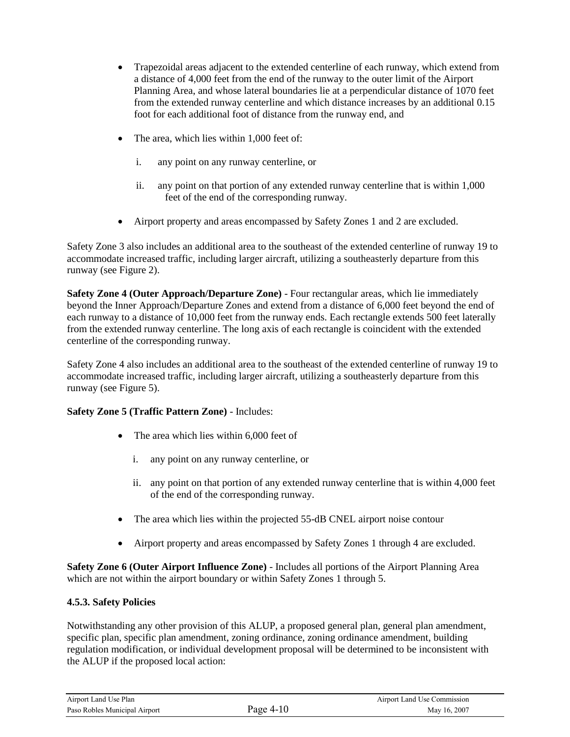- Trapezoidal areas adjacent to the extended centerline of each runway, which extend from a distance of 4,000 feet from the end of the runway to the outer limit of the Airport Planning Area, and whose lateral boundaries lie at a perpendicular distance of 1070 feet from the extended runway centerline and which distance increases by an additional 0.15 foot for each additional foot of distance from the runway end, and

- The area, which lies within 1,000 feet of:

  i. any point on any runway centerline, or

  ii. any point on that portion of any extended runway centerline that is within 1,000 feet of the end of the corresponding runway.

- Airport property and areas encompassed by Safety Zones 1 and 2 are excluded.

Safety Zone 3 also includes an additional area to the southeast of the extended centerline of runway 19 to accommodate increased traffic, including larger aircraft, utilizing a southeasterly departure from this runway (see Figure 2).

**Safety Zone 4 (Outer Approach/Departure Zone)** - Four rectangular areas, which lie immediately beyond the Inner Approach/Departure Zones and extend from a distance of 6,000 feet beyond the end of each runway to a distance of 10,000 feet from the runway ends. Each rectangle extends 500 feet laterally from the extended runway centerline. The long axis of each rectangle is coincident with the extended centerline of the corresponding runway.

Safety Zone 4 also includes an additional area to the southeast of the extended centerline of runway 19 to accommodate increased traffic, including larger aircraft, utilizing a southeasterly departure from this runway (see Figure 5).

**Safety Zone 5 (Traffic Pattern Zone)** - Includes:

- The area which lies within 6,000 feet of

  i. any point on any runway centerline, or

  ii. any point on that portion of any extended runway centerline that is within 4,000 feet of the end of the corresponding runway.

- The area which lies within the projected 55-dB CNEL airport noise contour

- Airport property and areas encompassed by Safety Zones 1 through 4 are excluded.

**Safety Zone 6 (Outer Airport Influence Zone)** - Includes all portions of the Airport Planning Area which are not within the airport boundary or within Safety Zones 1 through 5.

### 4.5.3. Safety Policies

Notwithstanding any other provision of this ALUP, a proposed general plan, general plan amendment, specific plan, specific plan amendment, zoning ordinance, zoning ordinance amendment, building regulation modification, or individual development proposal will be determined to be inconsistent with the ALUP if the proposed local action: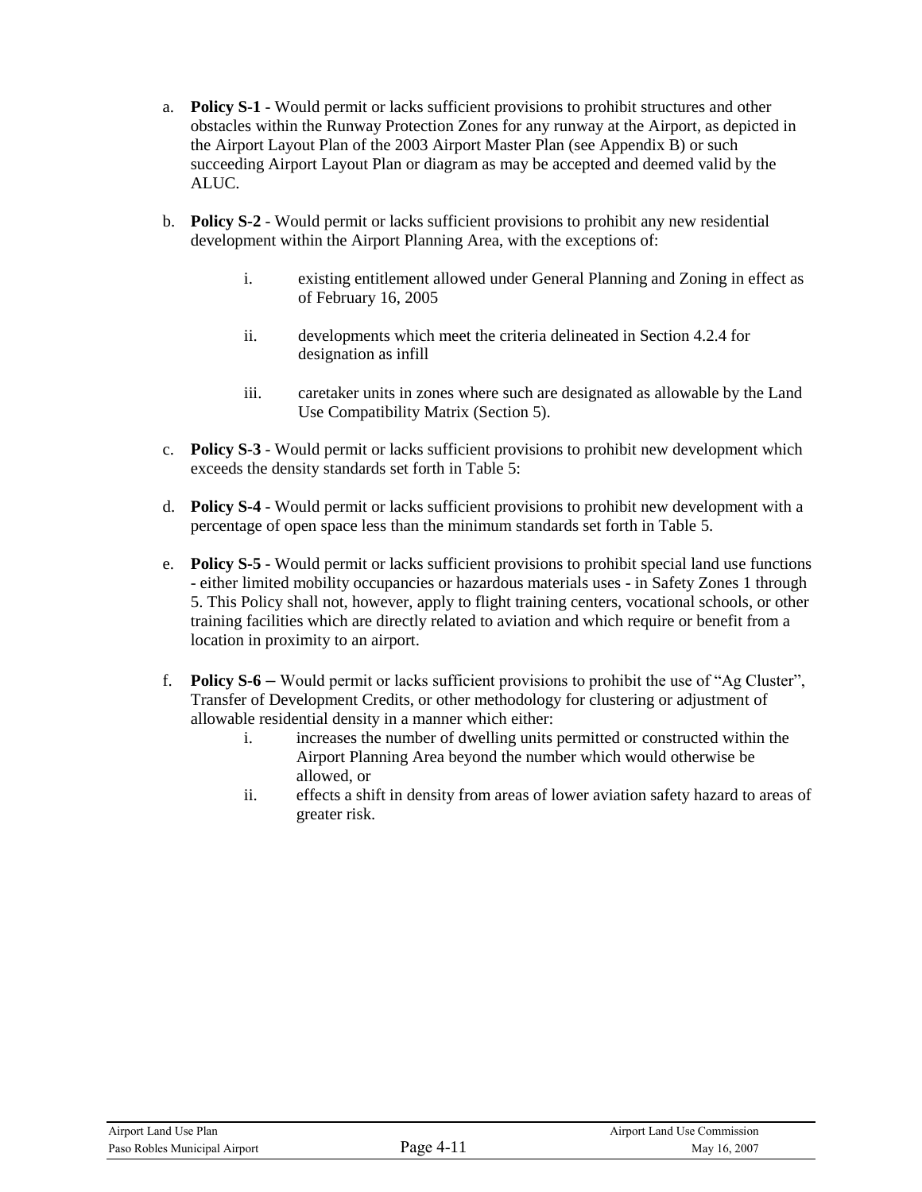a. **Policy S-1** - Would permit or lacks sufficient provisions to prohibit structures and other obstacles within the Runway Protection Zones for any runway at the Airport, as depicted in the Airport Layout Plan of the 2003 Airport Master Plan (see Appendix B) or such succeeding Airport Layout Plan or diagram as may be accepted and deemed valid by the ALUC.

b. **Policy S-2** - Would permit or lacks sufficient provisions to prohibit any new residential development within the Airport Planning Area, with the exceptions of:

   i. existing entitlement allowed under General Planning and Zoning in effect as of February 16, 2005

   ii. developments which meet the criteria delineated in Section 4.2.4 for designation as infill

   iii. caretaker units in zones where such are designated as allowable by the Land Use Compatibility Matrix (Section 5).

c. **Policy S-3** - Would permit or lacks sufficient provisions to prohibit new development which exceeds the density standards set forth in Table 5:

d. **Policy S-4** - Would permit or lacks sufficient provisions to prohibit new development with a percentage of open space less than the minimum standards set forth in Table 5.

e. **Policy S-5** - Would permit or lacks sufficient provisions to prohibit special land use functions - either limited mobility occupancies or hazardous materials uses - in Safety Zones 1 through 5. This Policy shall not, however, apply to flight training centers, vocational schools, or other training facilities which are directly related to aviation and which require or benefit from a location in proximity to an airport.

f. **Policy S-6** – Would permit or lacks sufficient provisions to prohibit the use of "Ag Cluster", Transfer of Development Credits, or other methodology for clustering or adjustment of allowable residential density in a manner which either:

   i. increases the number of dwelling units permitted or constructed within the Airport Planning Area beyond the number which would otherwise be allowed, or

   ii. effects a shift in density from areas of lower aviation safety hazard to areas of greater risk.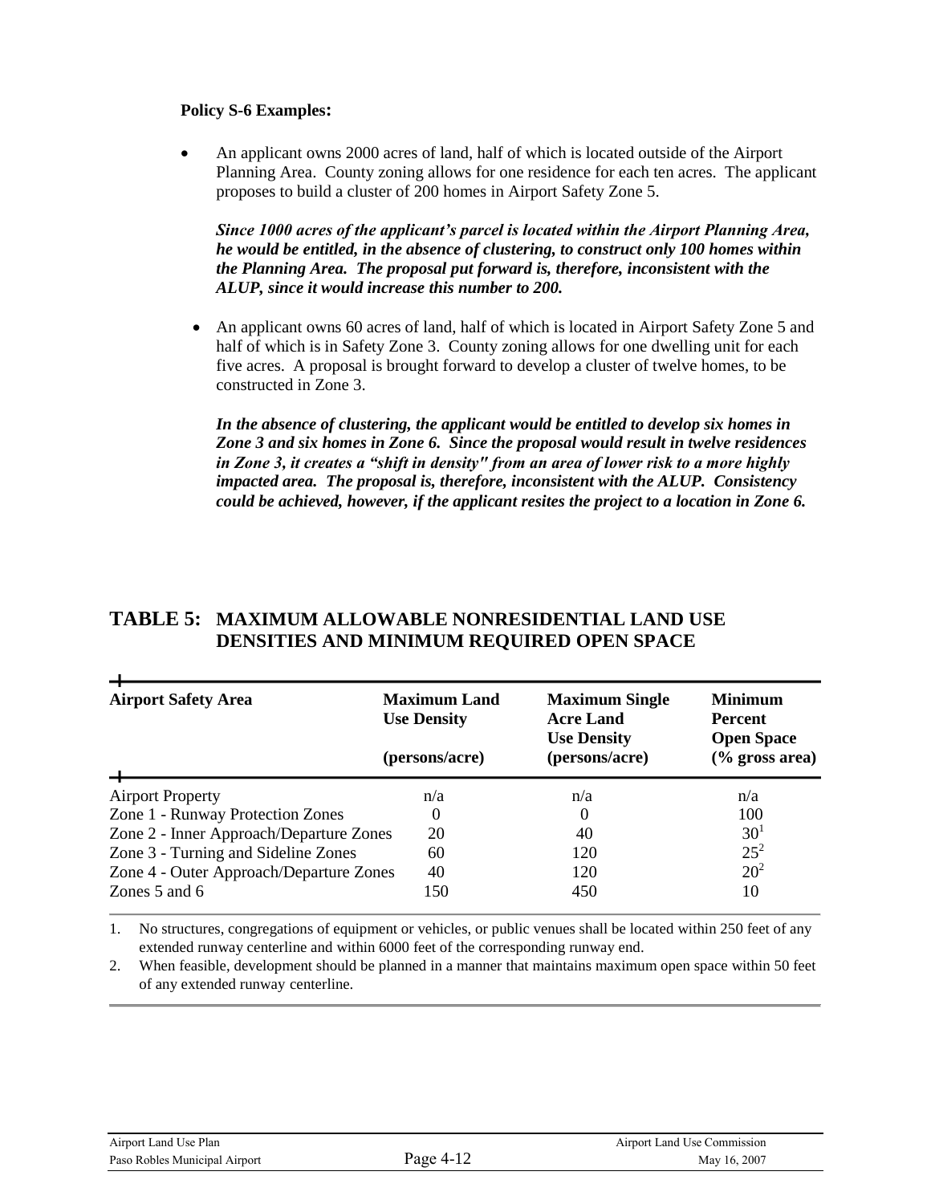**Policy S-6 Examples:**

- An applicant owns 2000 acres of land, half of which is located outside of the Airport Planning Area. County zoning allows for one residence for each ten acres. The applicant proposes to build a cluster of 200 homes in Airport Safety Zone 5.

  ***Since 1000 acres of the applicant's parcel is located within the Airport Planning Area, he would be entitled, in the absence of clustering, to construct only 100 homes within the Planning Area. The proposal put forward is, therefore, inconsistent with the ALUP, since it would increase this number to 200.***

- An applicant owns 60 acres of land, half of which is located in Airport Safety Zone 5 and half of which is in Safety Zone 3. County zoning allows for one dwelling unit for each five acres. A proposal is brought forward to develop a cluster of twelve homes, to be constructed in Zone 3.

  ***In the absence of clustering, the applicant would be entitled to develop six homes in Zone 3 and six homes in Zone 6. Since the proposal would result in twelve residences in Zone 3, it creates a "shift in density" from an area of lower risk to a more highly impacted area. The proposal is, therefore, inconsistent with the ALUP. Consistency could be achieved, however, if the applicant resites the project to a location in Zone 6.***

## TABLE 5: MAXIMUM ALLOWABLE NONRESIDENTIAL LAND USE DENSITIES AND MINIMUM REQUIRED OPEN SPACE

| Airport Safety Area | Maximum Land Use Density (persons/acre) | Maximum Single Acre Land Use Density (persons/acre) | Minimum Percent Open Space (% gross area) |
|---|---|---|---|
| Airport Property | n/a | n/a | n/a |
| Zone 1 - Runway Protection Zones | 0 | 0 | 100 |
| Zone 2 - Inner Approach/Departure Zones | 20 | 40 | 30[1] |
| Zone 3 - Turning and Sideline Zones | 60 | 120 | 25[2] |
| Zone 4 - Outer Approach/Departure Zones | 40 | 120 | 20[2] |
| Zones 5 and 6 | 150 | 450 | 10 |

1. No structures, congregations of equipment or vehicles, or public venues shall be located within 250 feet of any extended runway centerline and within 6000 feet of the corresponding runway end.
2. When feasible, development should be planned in a manner that maintains maximum open space within 50 feet of any extended runway centerline.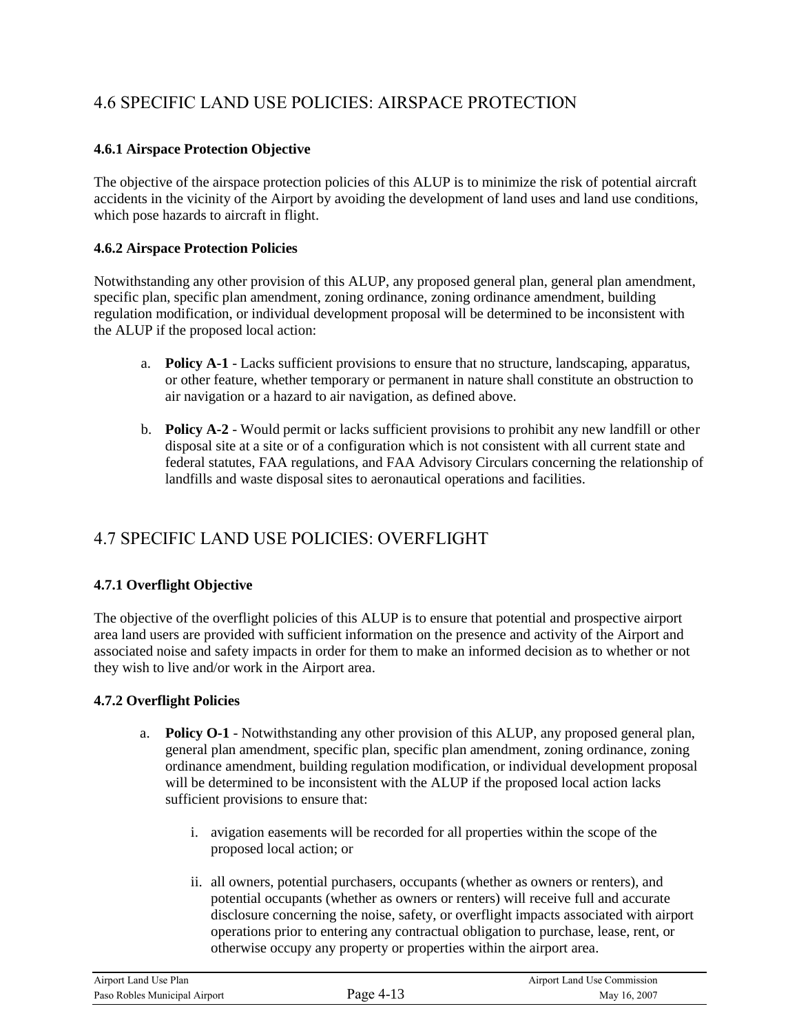## 4.6 SPECIFIC LAND USE POLICIES: AIRSPACE PROTECTION

### 4.6.1 Airspace Protection Objective

The objective of the airspace protection policies of this ALUP is to minimize the risk of potential aircraft accidents in the vicinity of the Airport by avoiding the development of land uses and land use conditions, which pose hazards to aircraft in flight.

### 4.6.2 Airspace Protection Policies

Notwithstanding any other provision of this ALUP, any proposed general plan, general plan amendment, specific plan, specific plan amendment, zoning ordinance, zoning ordinance amendment, building regulation modification, or individual development proposal will be determined to be inconsistent with the ALUP if the proposed local action:

a. **Policy A-1** - Lacks sufficient provisions to ensure that no structure, landscaping, apparatus, or other feature, whether temporary or permanent in nature shall constitute an obstruction to air navigation or a hazard to air navigation, as defined above.

b. **Policy A-2** - Would permit or lacks sufficient provisions to prohibit any new landfill or other disposal site at a site or of a configuration which is not consistent with all current state and federal statutes, FAA regulations, and FAA Advisory Circulars concerning the relationship of landfills and waste disposal sites to aeronautical operations and facilities.

## 4.7 SPECIFIC LAND USE POLICIES: OVERFLIGHT

### 4.7.1 Overflight Objective

The objective of the overflight policies of this ALUP is to ensure that potential and prospective airport area land users are provided with sufficient information on the presence and activity of the Airport and associated noise and safety impacts in order for them to make an informed decision as to whether or not they wish to live and/or work in the Airport area.

### 4.7.2 Overflight Policies

a. **Policy O-1** - Notwithstanding any other provision of this ALUP, any proposed general plan, general plan amendment, specific plan, specific plan amendment, zoning ordinance, zoning ordinance amendment, building regulation modification, or individual development proposal will be determined to be inconsistent with the ALUP if the proposed local action lacks sufficient provisions to ensure that:

   i. avigation easements will be recorded for all properties within the scope of the proposed local action; or

   ii. all owners, potential purchasers, occupants (whether as owners or renters), and potential occupants (whether as owners or renters) will receive full and accurate disclosure concerning the noise, safety, or overflight impacts associated with airport operations prior to entering any contractual obligation to purchase, lease, rent, or otherwise occupy any property or properties within the airport area.